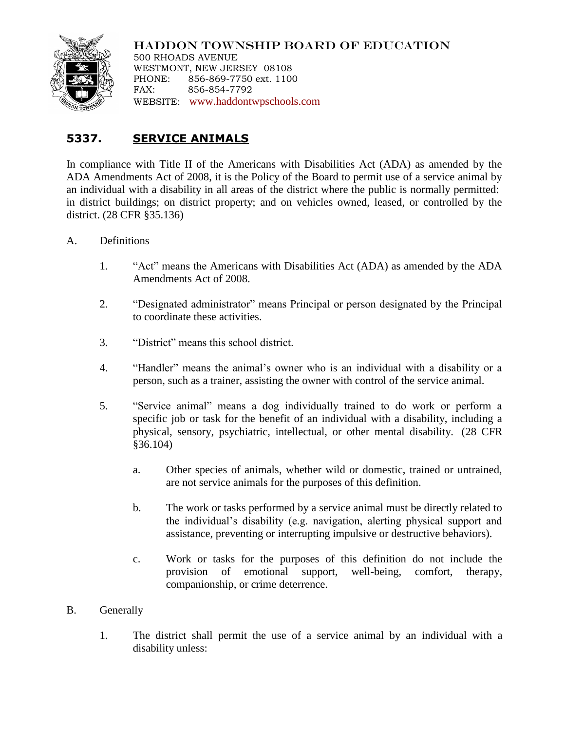HADDON TOWNSHIP BOARD OF EDUCATION
500 RHOADS AVENUE
WESTMONT, NEW JERSEY 08108
PHONE: 856-869-7750 ext. 1100
FAX: 856-854-7792
WEBSITE: www.haddontwpschools.com

## 5337. SERVICE ANIMALS

In compliance with Title II of the Americans with Disabilities Act (ADA) as amended by the ADA Amendments Act of 2008, it is the Policy of the Board to permit use of a service animal by an individual with a disability in all areas of the district where the public is normally permitted: in district buildings; on district property; and on vehicles owned, leased, or controlled by the district. (28 CFR §35.136)

A. Definitions

1. "Act" means the Americans with Disabilities Act (ADA) as amended by the ADA Amendments Act of 2008.

2. "Designated administrator" means Principal or person designated by the Principal to coordinate these activities.

3. "District" means this school district.

4. "Handler" means the animal's owner who is an individual with a disability or a person, such as a trainer, assisting the owner with control of the service animal.

5. "Service animal" means a dog individually trained to do work or perform a specific job or task for the benefit of an individual with a disability, including a physical, sensory, psychiatric, intellectual, or other mental disability. (28 CFR §36.104)

   a. Other species of animals, whether wild or domestic, trained or untrained, are not service animals for the purposes of this definition.

   b. The work or tasks performed by a service animal must be directly related to the individual's disability (e.g. navigation, alerting physical support and assistance, preventing or interrupting impulsive or destructive behaviors).

   c. Work or tasks for the purposes of this definition do not include the provision of emotional support, well-being, comfort, therapy, companionship, or crime deterrence.

B. Generally

1. The district shall permit the use of a service animal by an individual with a disability unless: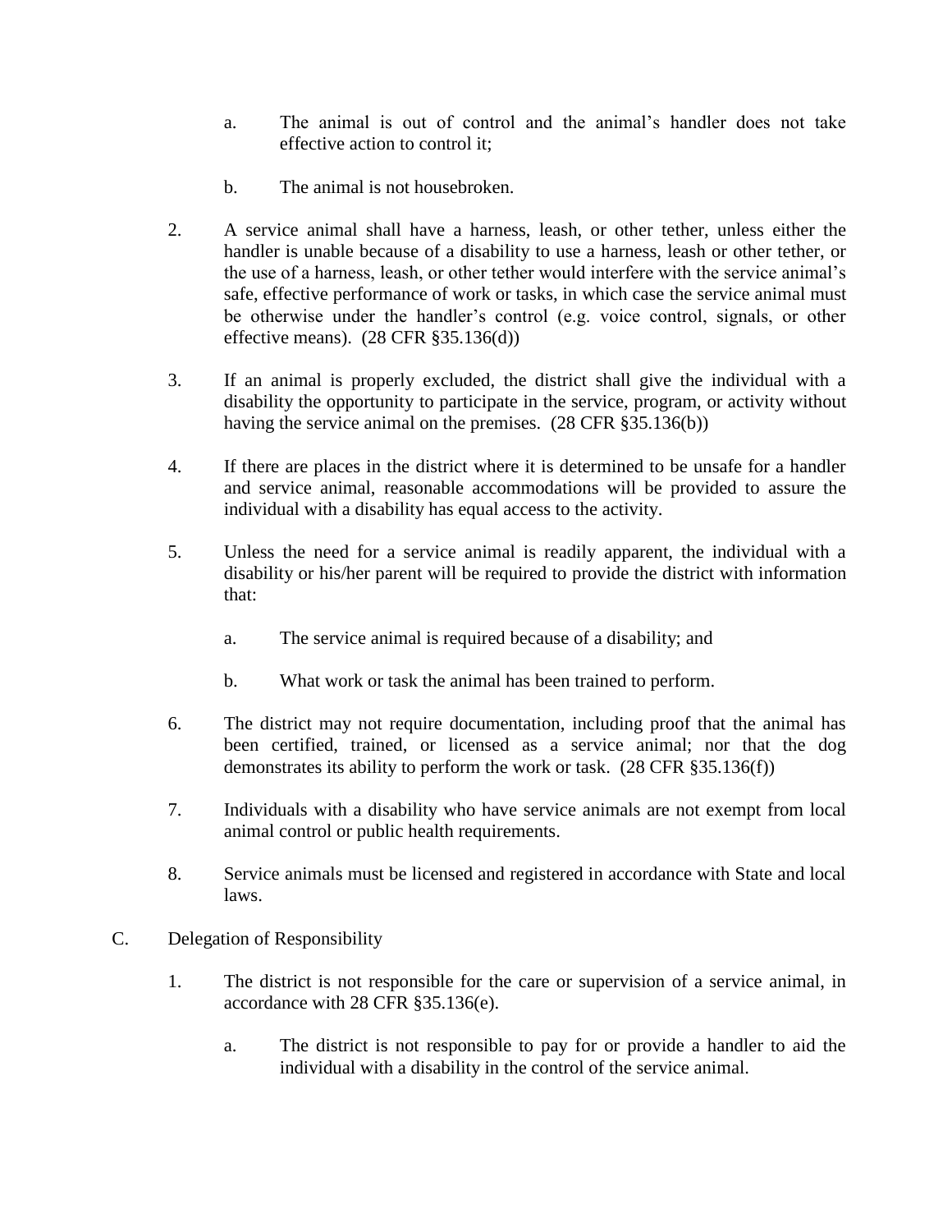a. The animal is out of control and the animal's handler does not take effective action to control it;

b. The animal is not housebroken.

2. A service animal shall have a harness, leash, or other tether, unless either the handler is unable because of a disability to use a harness, leash or other tether, or the use of a harness, leash, or other tether would interfere with the service animal's safe, effective performance of work or tasks, in which case the service animal must be otherwise under the handler's control (e.g. voice control, signals, or other effective means). (28 CFR §35.136(d))

3. If an animal is properly excluded, the district shall give the individual with a disability the opportunity to participate in the service, program, or activity without having the service animal on the premises. (28 CFR §35.136(b))

4. If there are places in the district where it is determined to be unsafe for a handler and service animal, reasonable accommodations will be provided to assure the individual with a disability has equal access to the activity.

5. Unless the need for a service animal is readily apparent, the individual with a disability or his/her parent will be required to provide the district with information that:

   a. The service animal is required because of a disability; and

   b. What work or task the animal has been trained to perform.

6. The district may not require documentation, including proof that the animal has been certified, trained, or licensed as a service animal; nor that the dog demonstrates its ability to perform the work or task. (28 CFR §35.136(f))

7. Individuals with a disability who have service animals are not exempt from local animal control or public health requirements.

8. Service animals must be licensed and registered in accordance with State and local laws.

C. Delegation of Responsibility

1. The district is not responsible for the care or supervision of a service animal, in accordance with 28 CFR §35.136(e).

   a. The district is not responsible to pay for or provide a handler to aid the individual with a disability in the control of the service animal.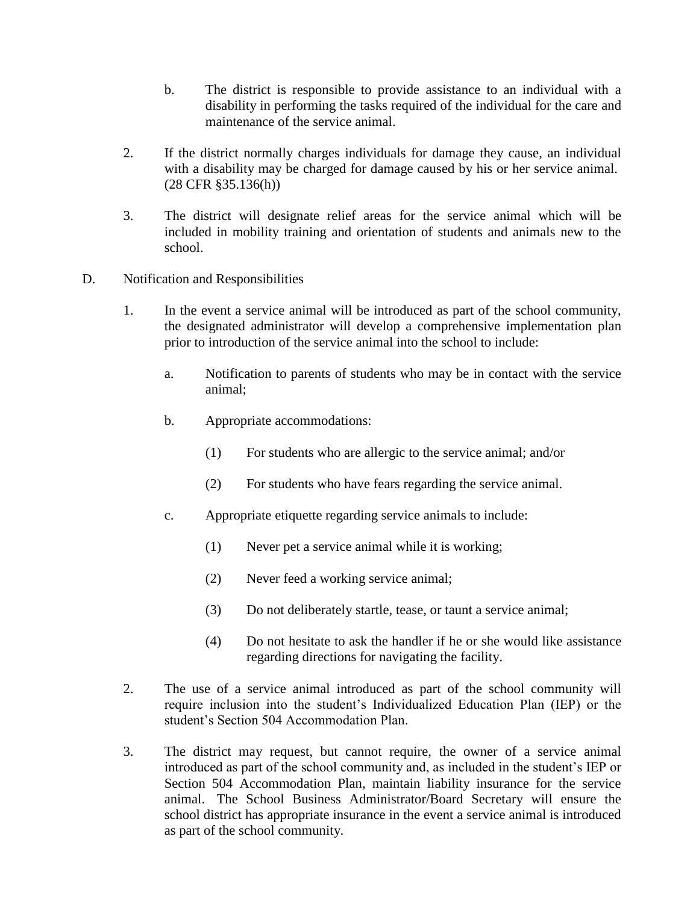b. The district is responsible to provide assistance to an individual with a disability in performing the tasks required of the individual for the care and maintenance of the service animal.

2. If the district normally charges individuals for damage they cause, an individual with a disability may be charged for damage caused by his or her service animal. (28 CFR §35.136(h))

3. The district will designate relief areas for the service animal which will be included in mobility training and orientation of students and animals new to the school.

D. Notification and Responsibilities

1. In the event a service animal will be introduced as part of the school community, the designated administrator will develop a comprehensive implementation plan prior to introduction of the service animal into the school to include:

   a. Notification to parents of students who may be in contact with the service animal;

   b. Appropriate accommodations:

      (1) For students who are allergic to the service animal; and/or

      (2) For students who have fears regarding the service animal.

   c. Appropriate etiquette regarding service animals to include:

      (1) Never pet a service animal while it is working;

      (2) Never feed a working service animal;

      (3) Do not deliberately startle, tease, or taunt a service animal;

      (4) Do not hesitate to ask the handler if he or she would like assistance regarding directions for navigating the facility.

2. The use of a service animal introduced as part of the school community will require inclusion into the student's Individualized Education Plan (IEP) or the student's Section 504 Accommodation Plan.

3. The district may request, but cannot require, the owner of a service animal introduced as part of the school community and, as included in the student's IEP or Section 504 Accommodation Plan, maintain liability insurance for the service animal. The School Business Administrator/Board Secretary will ensure the school district has appropriate insurance in the event a service animal is introduced as part of the school community.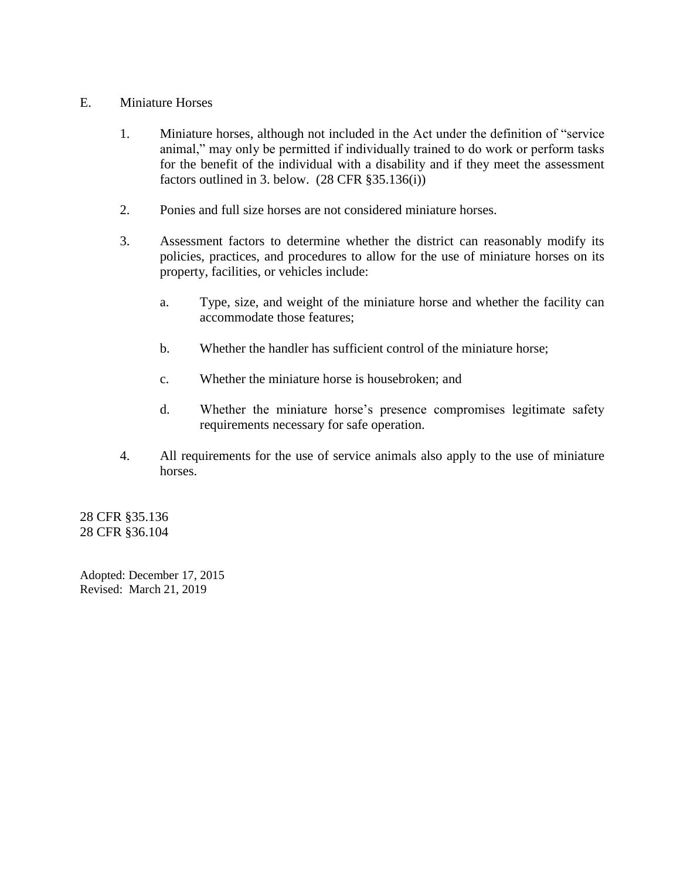E. Miniature Horses

1. Miniature horses, although not included in the Act under the definition of "service animal," may only be permitted if individually trained to do work or perform tasks for the benefit of the individual with a disability and if they meet the assessment factors outlined in 3. below. (28 CFR §35.136(i))

2. Ponies and full size horses are not considered miniature horses.

3. Assessment factors to determine whether the district can reasonably modify its policies, practices, and procedures to allow for the use of miniature horses on its property, facilities, or vehicles include:

   a. Type, size, and weight of the miniature horse and whether the facility can accommodate those features;

   b. Whether the handler has sufficient control of the miniature horse;

   c. Whether the miniature horse is housebroken; and

   d. Whether the miniature horse's presence compromises legitimate safety requirements necessary for safe operation.

4. All requirements for the use of service animals also apply to the use of miniature horses.

28 CFR §35.136
28 CFR §36.104

Adopted: December 17, 2015
Revised: March 21, 2019